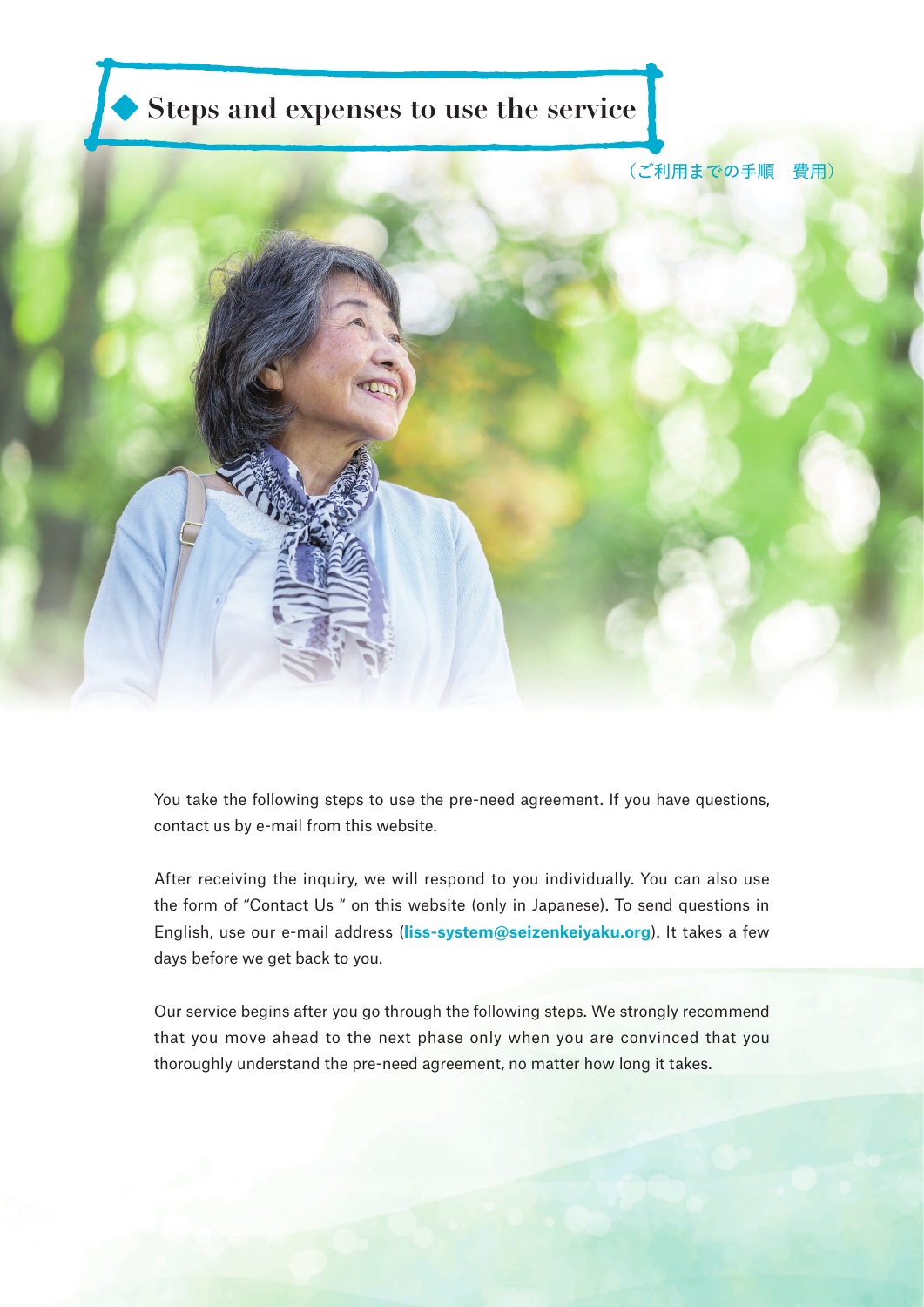# ◆ Steps and expenses to use the service

（ご利用までの手順　費用）

You take the following steps to use the pre-need agreement. If you have questions, contact us by e-mail from this website.

After receiving the inquiry, we will respond to you individually. You can also use the form of "Contact Us " on this website (only in Japanese). To send questions in English, use our e-mail address (**liss-system@seizenkeiyaku.org**). It takes a few days before we get back to you.

Our service begins after you go through the following steps. We strongly recommend that you move ahead to the next phase only when you are convinced that you thoroughly understand the pre-need agreement, no matter how long it takes.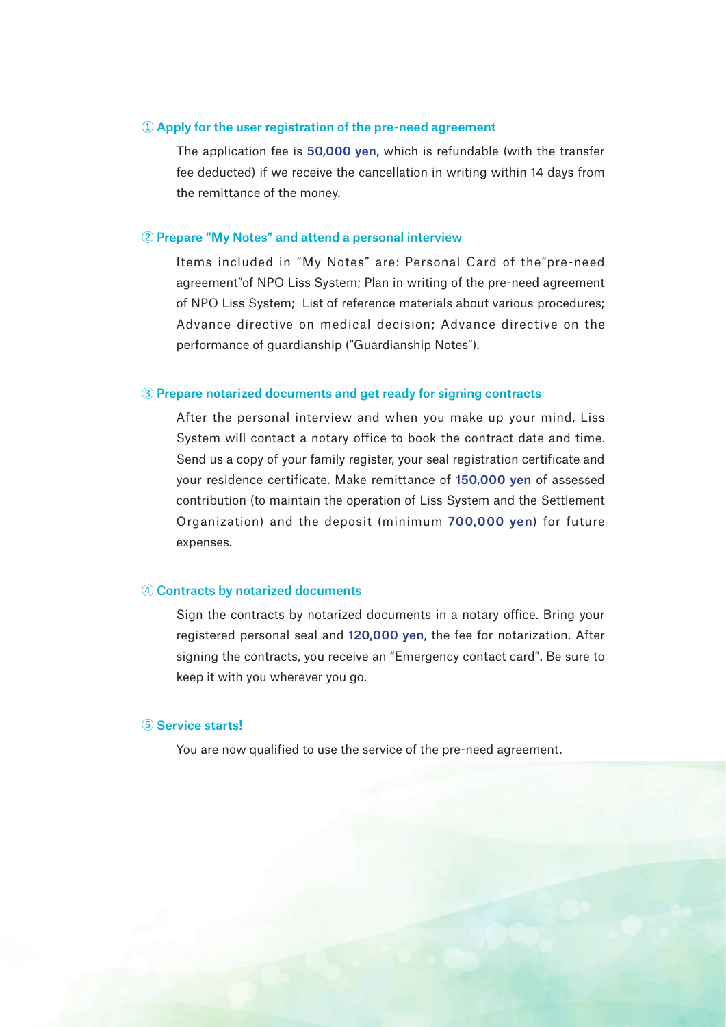### ① Apply for the user registration of the pre-need agreement

The application fee is **50,000 yen**, which is refundable (with the transfer fee deducted) if we receive the cancellation in writing within 14 days from the remittance of the money.

### ② Prepare “My Notes” and attend a personal interview

Items included in “My Notes” are: Personal Card of the“pre-need agreement”of NPO Liss System; Plan in writing of the pre-need agreement of NPO Liss System;  List of reference materials about various procedures; Advance directive on medical decision; Advance directive on the performance of guardianship (“Guardianship Notes”).

### ③ Prepare notarized documents and get ready for signing contracts

After the personal interview and when you make up your mind, Liss System will contact a notary office to book the contract date and time. Send us a copy of your family register, your seal registration certificate and your residence certificate. Make remittance of **150,000 yen** of assessed contribution (to maintain the operation of Liss System and the Settlement Organization) and the deposit (minimum **700,000 yen**) for future expenses.

### ④ Contracts by notarized documents

Sign the contracts by notarized documents in a notary office. Bring your registered personal seal and **120,000 yen**, the fee for notarization. After signing the contracts, you receive an “Emergency contact card”. Be sure to keep it with you wherever you go.

### ⑤ Service starts!

You are now qualified to use the service of the pre-need agreement.